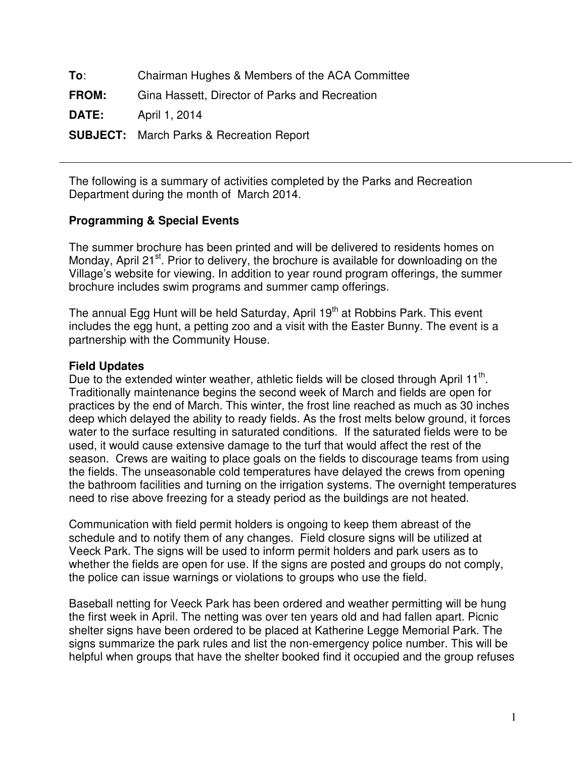**To**: Chairman Hughes & Members of the ACA Committee

**FROM:** Gina Hassett, Director of Parks and Recreation

**DATE:** April 1, 2014

**SUBJECT:** March Parks & Recreation Report

---

The following is a summary of activities completed by the Parks and Recreation Department during the month of March 2014.

**Programming & Special Events**

The summer brochure has been printed and will be delivered to residents homes on Monday, April 21st. Prior to delivery, the brochure is available for downloading on the Village's website for viewing. In addition to year round program offerings, the summer brochure includes swim programs and summer camp offerings.

The annual Egg Hunt will be held Saturday, April 19th at Robbins Park. This event includes the egg hunt, a petting zoo and a visit with the Easter Bunny. The event is a partnership with the Community House.

**Field Updates**

Due to the extended winter weather, athletic fields will be closed through April 11th. Traditionally maintenance begins the second week of March and fields are open for practices by the end of March. This winter, the frost line reached as much as 30 inches deep which delayed the ability to ready fields. As the frost melts below ground, it forces water to the surface resulting in saturated conditions. If the saturated fields were to be used, it would cause extensive damage to the turf that would affect the rest of the season. Crews are waiting to place goals on the fields to discourage teams from using the fields. The unseasonable cold temperatures have delayed the crews from opening the bathroom facilities and turning on the irrigation systems. The overnight temperatures need to rise above freezing for a steady period as the buildings are not heated.

Communication with field permit holders is ongoing to keep them abreast of the schedule and to notify them of any changes. Field closure signs will be utilized at Veeck Park. The signs will be used to inform permit holders and park users as to whether the fields are open for use. If the signs are posted and groups do not comply, the police can issue warnings or violations to groups who use the field.

Baseball netting for Veeck Park has been ordered and weather permitting will be hung the first week in April. The netting was over ten years old and had fallen apart. Picnic shelter signs have been ordered to be placed at Katherine Legge Memorial Park. The signs summarize the park rules and list the non-emergency police number. This will be helpful when groups that have the shelter booked find it occupied and the group refuses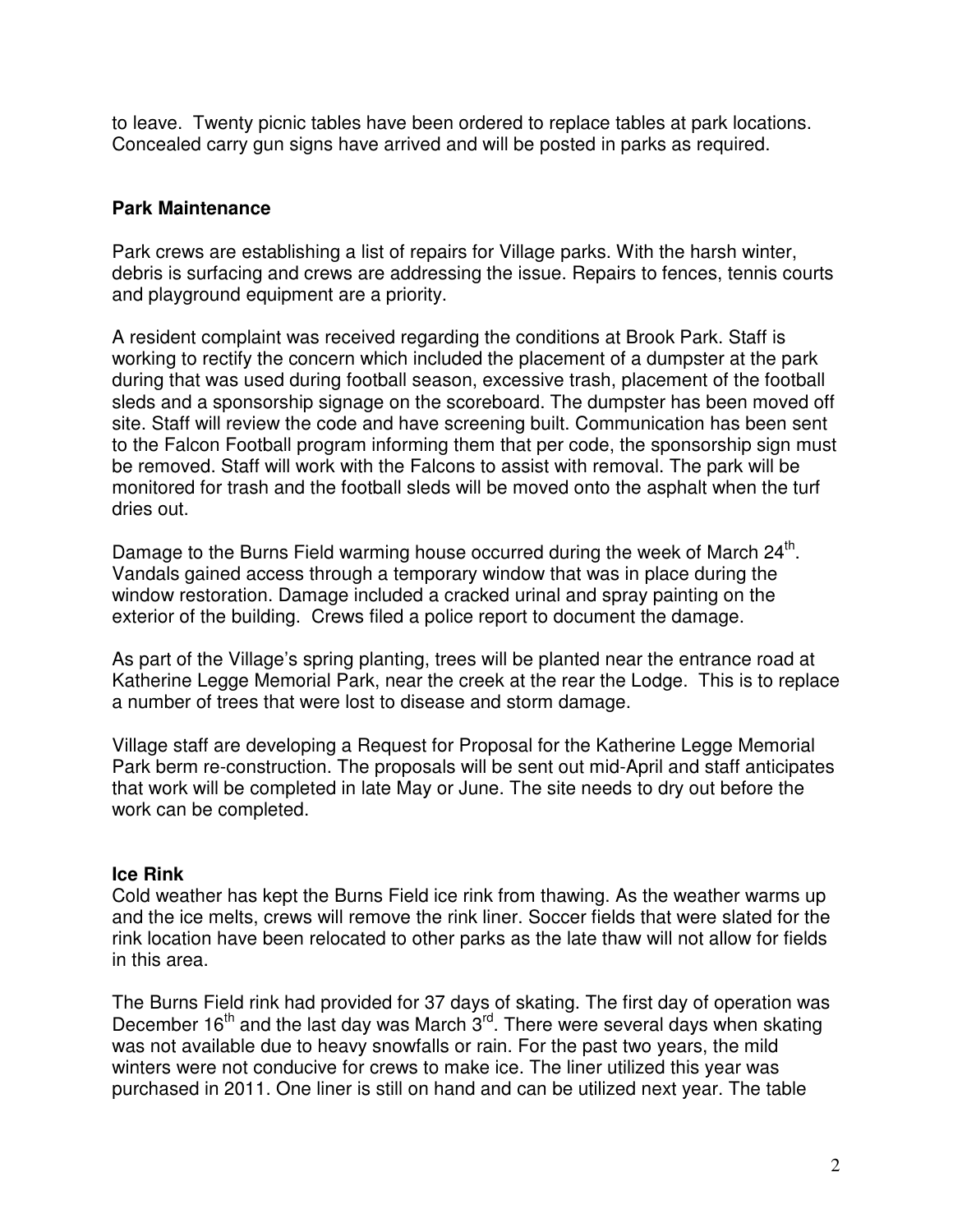to leave. Twenty picnic tables have been ordered to replace tables at park locations. Concealed carry gun signs have arrived and will be posted in parks as required.

**Park Maintenance**

Park crews are establishing a list of repairs for Village parks. With the harsh winter, debris is surfacing and crews are addressing the issue. Repairs to fences, tennis courts and playground equipment are a priority.

A resident complaint was received regarding the conditions at Brook Park. Staff is working to rectify the concern which included the placement of a dumpster at the park during that was used during football season, excessive trash, placement of the football sleds and a sponsorship signage on the scoreboard. The dumpster has been moved off site. Staff will review the code and have screening built. Communication has been sent to the Falcon Football program informing them that per code, the sponsorship sign must be removed. Staff will work with the Falcons to assist with removal. The park will be monitored for trash and the football sleds will be moved onto the asphalt when the turf dries out.

Damage to the Burns Field warming house occurred during the week of March 24th. Vandals gained access through a temporary window that was in place during the window restoration. Damage included a cracked urinal and spray painting on the exterior of the building. Crews filed a police report to document the damage.

As part of the Village's spring planting, trees will be planted near the entrance road at Katherine Legge Memorial Park, near the creek at the rear the Lodge. This is to replace a number of trees that were lost to disease and storm damage.

Village staff are developing a Request for Proposal for the Katherine Legge Memorial Park berm re-construction. The proposals will be sent out mid-April and staff anticipates that work will be completed in late May or June. The site needs to dry out before the work can be completed.

**Ice Rink**

Cold weather has kept the Burns Field ice rink from thawing. As the weather warms up and the ice melts, crews will remove the rink liner. Soccer fields that were slated for the rink location have been relocated to other parks as the late thaw will not allow for fields in this area.

The Burns Field rink had provided for 37 days of skating. The first day of operation was December 16th and the last day was March 3rd. There were several days when skating was not available due to heavy snowfalls or rain. For the past two years, the mild winters were not conducive for crews to make ice. The liner utilized this year was purchased in 2011. One liner is still on hand and can be utilized next year. The table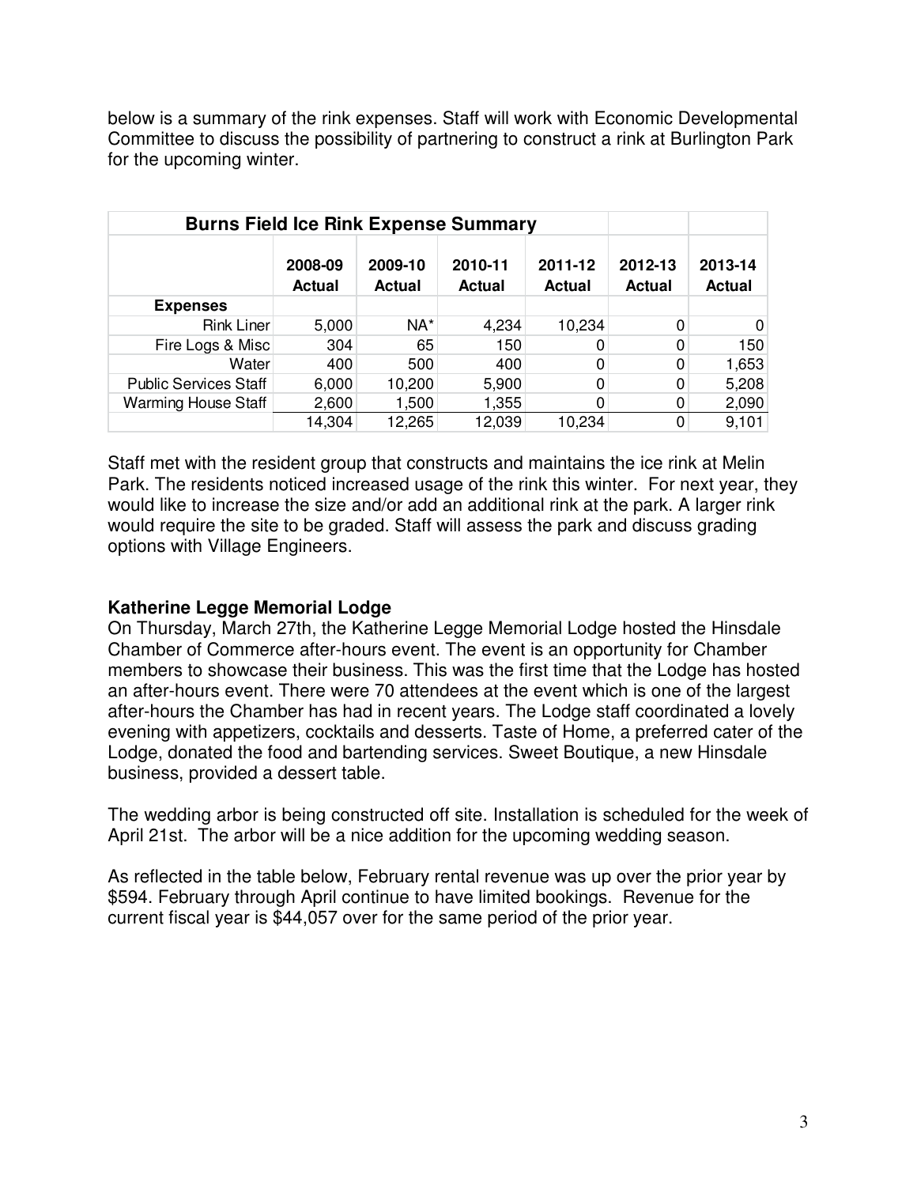below is a summary of the rink expenses. Staff will work with Economic Developmental Committee to discuss the possibility of partnering to construct a rink at Burlington Park for the upcoming winter.

| **Burns Field Ice Rink Expense Summary** | | | | | | |
|---|---|---|---|---|---|---|
| | **2008-09 Actual** | **2009-10 Actual** | **2010-11 Actual** | **2011-12 Actual** | **2012-13 Actual** | **2013-14 Actual** |
| **Expenses** | | | | | | |
| Rink Liner | 5,000 | NA* | 4,234 | 10,234 | 0 | 0 |
| Fire Logs & Misc | 304 | 65 | 150 | 0 | 0 | 150 |
| Water | 400 | 500 | 400 | 0 | 0 | 1,653 |
| Public Services Staff | 6,000 | 10,200 | 5,900 | 0 | 0 | 5,208 |
| Warming House Staff | 2,600 | 1,500 | 1,355 | 0 | 0 | 2,090 |
| | 14,304 | 12,265 | 12,039 | 10,234 | 0 | 9,101 |

Staff met with the resident group that constructs and maintains the ice rink at Melin Park. The residents noticed increased usage of the rink this winter. For next year, they would like to increase the size and/or add an additional rink at the park. A larger rink would require the site to be graded. Staff will assess the park and discuss grading options with Village Engineers.

**Katherine Legge Memorial Lodge**

On Thursday, March 27th, the Katherine Legge Memorial Lodge hosted the Hinsdale Chamber of Commerce after-hours event. The event is an opportunity for Chamber members to showcase their business. This was the first time that the Lodge has hosted an after-hours event. There were 70 attendees at the event which is one of the largest after-hours the Chamber has had in recent years. The Lodge staff coordinated a lovely evening with appetizers, cocktails and desserts. Taste of Home, a preferred cater of the Lodge, donated the food and bartending services. Sweet Boutique, a new Hinsdale business, provided a dessert table.

The wedding arbor is being constructed off site. Installation is scheduled for the week of April 21st. The arbor will be a nice addition for the upcoming wedding season.

As reflected in the table below, February rental revenue was up over the prior year by $594. February through April continue to have limited bookings. Revenue for the current fiscal year is $44,057 over for the same period of the prior year.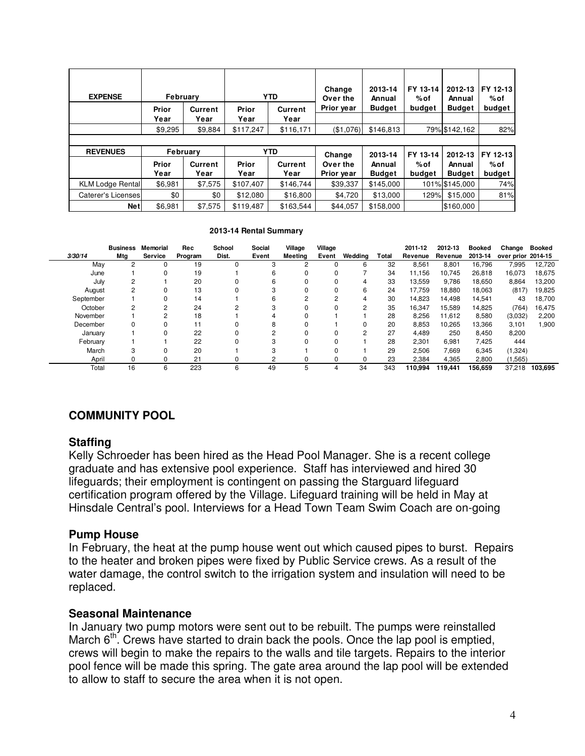| EXPENSE | February | | YTD | | Change Over the Prior year | 2013-14 Annual Budget | FY 13-14 % of budget | 2012-13 Annual Budget | FY 12-13 % of budget |
|---|---|---|---|---|---|---|---|---|---|
| | Prior Year | Current Year | Prior Year | Current Year | | | | | |
| | $9,295 | $9,884 | $117,247 | $116,171 | ($1,076) | $146,813 | 79% | $142,162 | 82% |

| REVENUES | February | | YTD | | Change Over the Prior year | 2013-14 Annual Budget | FY 13-14 % of budget | 2012-13 Annual Budget | FY 12-13 % of budget |
|---|---|---|---|---|---|---|---|---|---|
| | Prior Year | Current Year | Prior Year | Current Year | | | | | |
| KLM Lodge Rental | $6,981 | $7,575 | $107,407 | $146,744 | $39,337 | $145,000 | 101% | $145,000 | 74% |
| Caterer's Licenses | $0 | $0 | $12,080 | $16,800 | $4,720 | $13,000 | 129% | $15,000 | 81% |
| Net | $6,981 | $7,575 | $119,487 | $163,544 | $44,057 | $158,000 | | $160,000 | |

**2013-14 Rental Summary**

| 3/30/14 | Business Mtg | Memorial Service | Rec Program | School Dist. | Social Event | Village Meeting | Village Event | Wedding | Total | 2011-12 Revenue | 2012-13 Revenue | Booked 2013-14 | Change over prior | Booked 2014-15 |
|---|---|---|---|---|---|---|---|---|---|---|---|---|---|---|
| May | 2 | 0 | 19 | 0 | 3 | 2 | 0 | 6 | 32 | 8,561 | 8,801 | 16,796 | 7,995 | 12,720 |
| June | 1 | 0 | 19 | 1 | 6 | 0 | 0 | 7 | 34 | 11,156 | 10,745 | 26,818 | 16,073 | 18,675 |
| July | 2 | 1 | 20 | 0 | 6 | 0 | 0 | 4 | 33 | 13,559 | 9,786 | 18,650 | 8,864 | 13,200 |
| August | 2 | 0 | 13 | 0 | 3 | 0 | 0 | 6 | 24 | 17,759 | 18,880 | 18,063 | (817) | 19,825 |
| September | 1 | 0 | 14 | 1 | 6 | 2 | 2 | 4 | 30 | 14,823 | 14,498 | 14,541 | 43 | 18,700 |
| October | 2 | 2 | 24 | 2 | 3 | 0 | 0 | 2 | 35 | 16,347 | 15,589 | 14,825 | (764) | 16,475 |
| November | 1 | 2 | 18 | 1 | 4 | 0 | 1 | 1 | 28 | 8,256 | 11,612 | 8,580 | (3,032) | 2,200 |
| December | 0 | 0 | 11 | 0 | 8 | 0 | 1 | 0 | 20 | 8,853 | 10,265 | 13,366 | 3,101 | 1,900 |
| January | 1 | 0 | 22 | 0 | 2 | 0 | 0 | 2 | 27 | 4,489 | 250 | 8,450 | 8,200 | |
| February | 1 | 1 | 22 | 0 | 3 | 0 | 0 | 1 | 28 | 2,301 | 6,981 | 7,425 | 444 | |
| March | 3 | 0 | 20 | 1 | 3 | 1 | 0 | 1 | 29 | 2,506 | 7,669 | 6,345 | (1,324) | |
| April | 0 | 0 | 21 | 0 | 2 | 0 | 0 | 0 | 23 | 2,384 | 4,365 | 2,800 | (1,565) | |
| Total | 16 | 6 | 223 | 6 | 49 | 5 | 4 | 34 | 343 | **110,994** | **119,441** | **156,659** | 37,218 | **103,695** |

## COMMUNITY POOL

### Staffing

Kelly Schroeder has been hired as the Head Pool Manager. She is a recent college graduate and has extensive pool experience. Staff has interviewed and hired 30 lifeguards; their employment is contingent on passing the Starguard lifeguard certification program offered by the Village. Lifeguard training will be held in May at Hinsdale Central's pool. Interviews for a Head Town Team Swim Coach are on-going

### Pump House

In February, the heat at the pump house went out which caused pipes to burst. Repairs to the heater and broken pipes were fixed by Public Service crews. As a result of the water damage, the control switch to the irrigation system and insulation will need to be replaced.

### Seasonal Maintenance

In January two pump motors were sent out to be rebuilt. The pumps were reinstalled March 6th. Crews have started to drain back the pools. Once the lap pool is emptied, crews will begin to make the repairs to the walls and tile targets. Repairs to the interior pool fence will be made this spring. The gate area around the lap pool will be extended to allow to staff to secure the area when it is not open.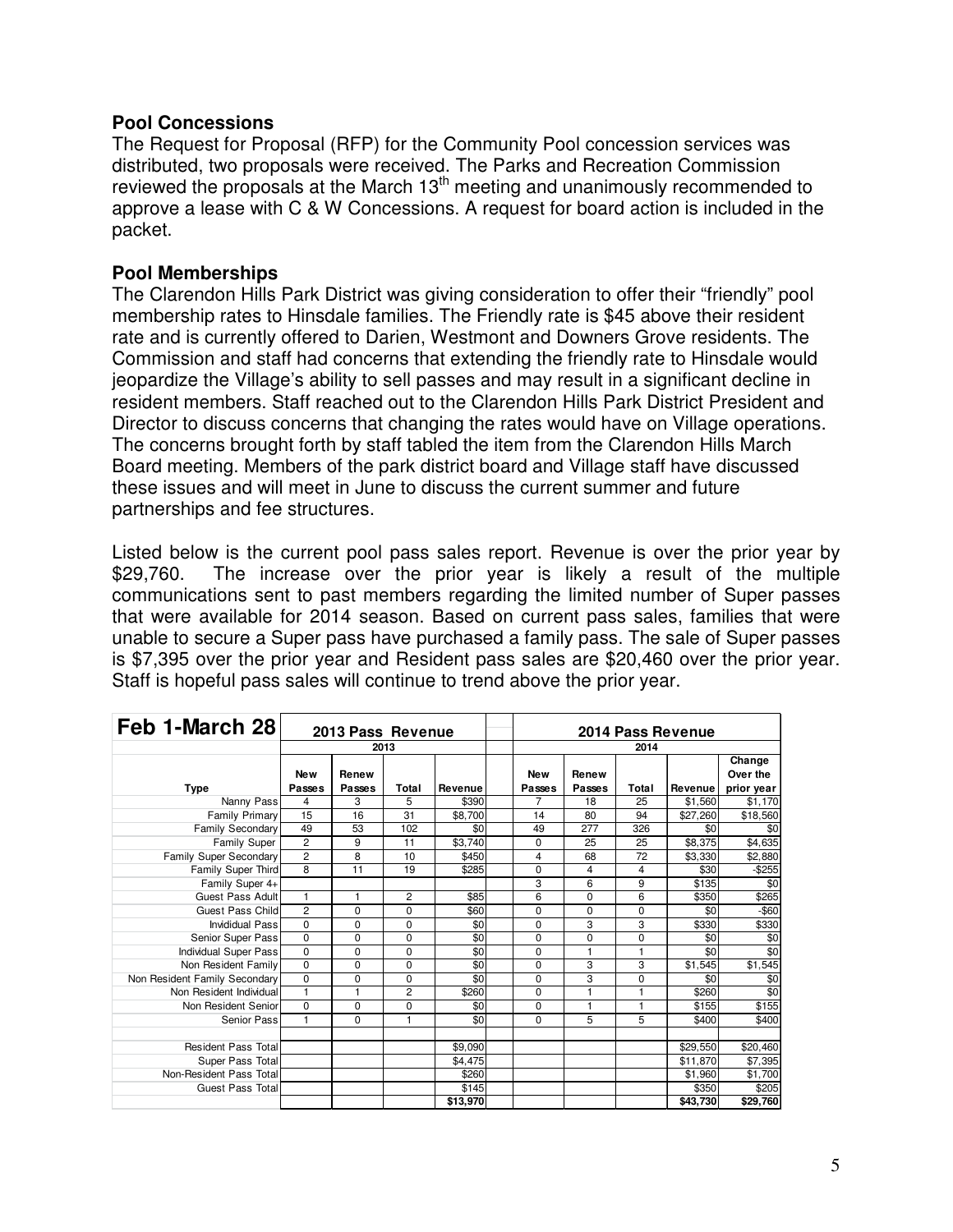### Pool Concessions

The Request for Proposal (RFP) for the Community Pool concession services was distributed, two proposals were received. The Parks and Recreation Commission reviewed the proposals at the March 13th meeting and unanimously recommended to approve a lease with C & W Concessions. A request for board action is included in the packet.

### Pool Memberships

The Clarendon Hills Park District was giving consideration to offer their "friendly" pool membership rates to Hinsdale families. The Friendly rate is $45 above their resident rate and is currently offered to Darien, Westmont and Downers Grove residents. The Commission and staff had concerns that extending the friendly rate to Hinsdale would jeopardize the Village's ability to sell passes and may result in a significant decline in resident members. Staff reached out to the Clarendon Hills Park District President and Director to discuss concerns that changing the rates would have on Village operations. The concerns brought forth by staff tabled the item from the Clarendon Hills March Board meeting. Members of the park district board and Village staff have discussed these issues and will meet in June to discuss the current summer and future partnerships and fee structures.

Listed below is the current pool pass sales report. Revenue is over the prior year by $29,760. The increase over the prior year is likely a result of the multiple communications sent to past members regarding the limited number of Super passes that were available for 2014 season. Based on current pass sales, families that were unable to secure a Super pass have purchased a family pass. The sale of Super passes is $7,395 over the prior year and Resident pass sales are $20,460 over the prior year. Staff is hopeful pass sales will continue to trend above the prior year.

| Feb 1-March 28 | 2013 Pass Revenue | | | | | 2014 Pass Revenue | | | | |
|---|---|---|---|---|---|---|---|---|---|---|
| | 2013 | | | | | 2014 | | | | |
| Type | New Passes | Renew Passes | Total | Revenue | | New Passes | Renew Passes | Total | Revenue | Change Over the prior year |
| Nanny Pass | 4 | 3 | 5 | $390 | | 7 | 18 | 25 | $1,560 | $1,170 |
| Family Primary | 15 | 16 | 31 | $8,700 | | 14 | 80 | 94 | $27,260 | $18,560 |
| Family Secondary | 49 | 53 | 102 | $0 | | 49 | 277 | 326 | $0 | $0 |
| Family Super | 2 | 9 | 11 | $3,740 | | 0 | 25 | 25 | $8,375 | $4,635 |
| Family Super Secondary | 2 | 8 | 10 | $450 | | 4 | 68 | 72 | $3,330 | $2,880 |
| Family Super Third | 8 | 11 | 19 | $285 | | 0 | 4 | 4 | $30 | -$255 |
| Family Super 4+ | | | | | | 3 | 6 | 9 | $135 | $0 |
| Guest Pass Adult | 1 | 1 | 2 | $85 | | 6 | 0 | 6 | $350 | $265 |
| Guest Pass Child | 2 | 0 | 0 | $60 | | 0 | 0 | 0 | $0 | -$60 |
| Invidiual Pass | 0 | 0 | 0 | $0 | | 0 | 3 | 3 | $330 | $330 |
| Senior Super Pass | 0 | 0 | 0 | $0 | | 0 | 0 | 0 | $0 | $0 |
| Individual Super Pass | 0 | 0 | 0 | $0 | | 0 | 1 | 1 | $0 | $0 |
| Non Resident Family | 0 | 0 | 0 | $0 | | 0 | 3 | 3 | $1,545 | $1,545 |
| Non Resident Family Secondary | 0 | 0 | 0 | $0 | | 0 | 3 | 0 | $0 | $0 |
| Non Resident Individual | 1 | 1 | 2 | $260 | | 0 | 1 | 1 | $260 | $0 |
| Non Resident Senior | 0 | 0 | 0 | $0 | | 0 | 1 | 1 | $155 | $155 |
| Senior Pass | 1 | 0 | 1 | $0 | | 0 | 5 | 5 | $400 | $400 |
| | | | | | | | | | | |
| Resident Pass Total | | | | $9,090 | | | | | $29,550 | $20,460 |
| Super Pass Total | | | | $4,475 | | | | | $11,870 | $7,395 |
| Non-Resident Pass Total | | | | $260 | | | | | $1,960 | $1,700 |
| Guest Pass Total | | | | $145 | | | | | $350 | $205 |
| | | | | **$13,970** | | | | | **$43,730** | **$29,760** |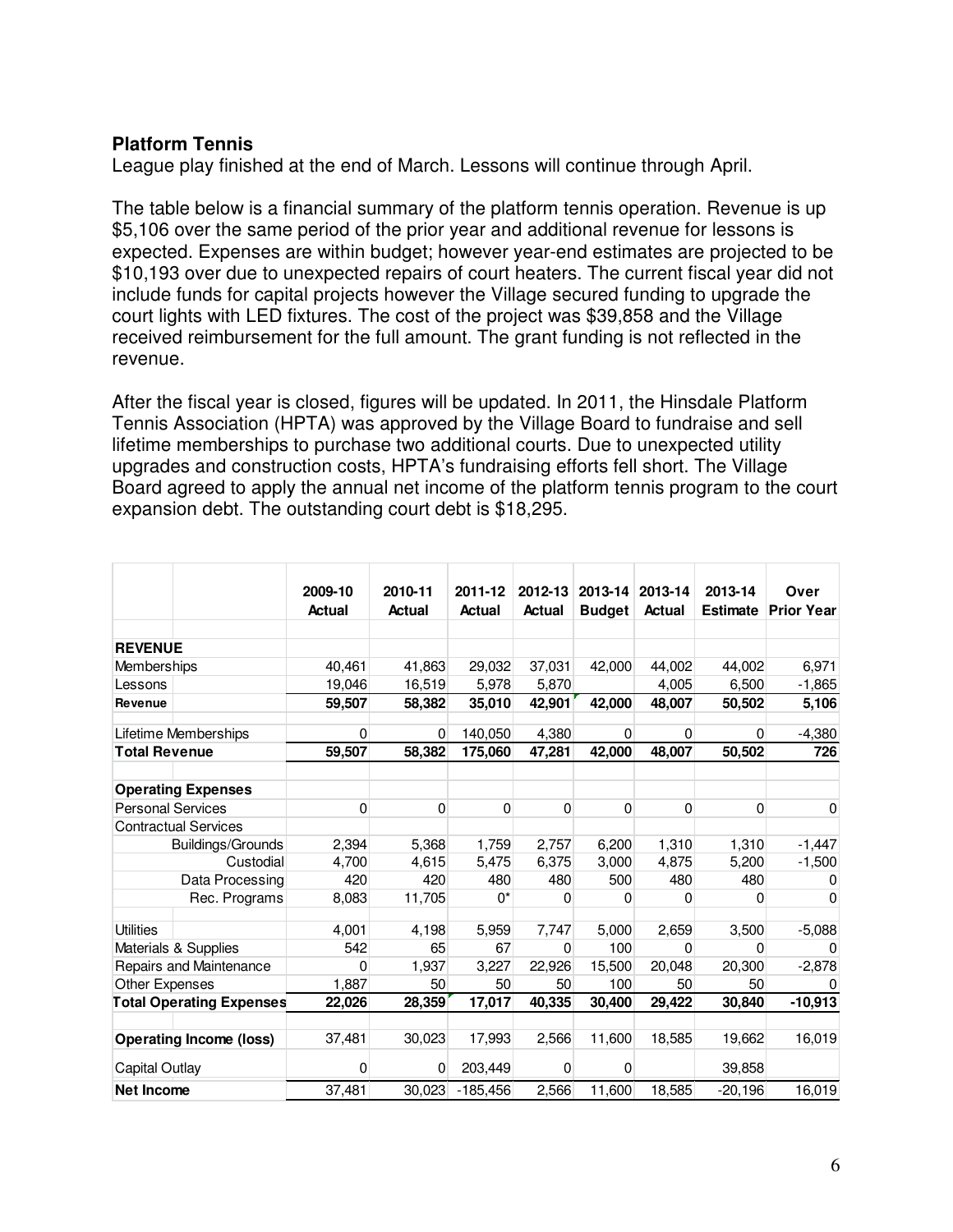## Platform Tennis

League play finished at the end of March. Lessons will continue through April.

The table below is a financial summary of the platform tennis operation. Revenue is up $5,106 over the same period of the prior year and additional revenue for lessons is expected. Expenses are within budget; however year-end estimates are projected to be $10,193 over due to unexpected repairs of court heaters. The current fiscal year did not include funds for capital projects however the Village secured funding to upgrade the court lights with LED fixtures. The cost of the project was $39,858 and the Village received reimbursement for the full amount. The grant funding is not reflected in the revenue.

After the fiscal year is closed, figures will be updated. In 2011, the Hinsdale Platform Tennis Association (HPTA) was approved by the Village Board to fundraise and sell lifetime memberships to purchase two additional courts. Due to unexpected utility upgrades and construction costs, HPTA's fundraising efforts fell short. The Village Board agreed to apply the annual net income of the platform tennis program to the court expansion debt. The outstanding court debt is $18,295.

| | 2009-10 Actual | 2010-11 Actual | 2011-12 Actual | 2012-13 Actual | 2013-14 Budget | 2013-14 Actual | 2013-14 Estimate | Over Prior Year |
|---|---|---|---|---|---|---|---|---|
| **REVENUE** | | | | | | | | |
| Memberships | 40,461 | 41,863 | 29,032 | 37,031 | 42,000 | 44,002 | 44,002 | 6,971 |
| Lessons | 19,046 | 16,519 | 5,978 | 5,870 | | 4,005 | 6,500 | -1,865 |
| **Revenue** | **59,507** | **58,382** | **35,010** | **42,901** | **42,000** | **48,007** | **50,502** | **5,106** |
| Lifetime Memberships | 0 | 0 | 140,050 | 4,380 | 0 | 0 | 0 | -4,380 |
| **Total Revenue** | **59,507** | **58,382** | **175,060** | **47,281** | **42,000** | **48,007** | **50,502** | **726** |
| **Operating Expenses** | | | | | | | | |
| Personal Services | 0 | 0 | 0 | 0 | 0 | 0 | 0 | 0 |
| Contractual Services | | | | | | | | |
| Buildings/Grounds | 2,394 | 5,368 | 1,759 | 2,757 | 6,200 | 1,310 | 1,310 | -1,447 |
| Custodial | 4,700 | 4,615 | 5,475 | 6,375 | 3,000 | 4,875 | 5,200 | -1,500 |
| Data Processing | 420 | 420 | 480 | 480 | 500 | 480 | 480 | 0 |
| Rec. Programs | 8,083 | 11,705 | 0* | 0 | 0 | 0 | 0 | 0 |
| Utilities | 4,001 | 4,198 | 5,959 | 7,747 | 5,000 | 2,659 | 3,500 | -5,088 |
| Materials & Supplies | 542 | 65 | 67 | 0 | 100 | 0 | 0 | 0 |
| Repairs and Maintenance | 0 | 1,937 | 3,227 | 22,926 | 15,500 | 20,048 | 20,300 | -2,878 |
| Other Expenses | 1,887 | 50 | 50 | 50 | 100 | 50 | 50 | 0 |
| **Total Operating Expenses** | **22,026** | **28,359** | **17,017** | **40,335** | **30,400** | **29,422** | **30,840** | **-10,913** |
| **Operating Income (loss)** | 37,481 | 30,023 | 17,993 | 2,566 | 11,600 | 18,585 | 19,662 | 16,019 |
| Capital Outlay | 0 | 0 | 203,449 | 0 | 0 | | 39,858 | |
| **Net Income** | 37,481 | 30,023 | -185,456 | 2,566 | 11,600 | 18,585 | -20,196 | 16,019 |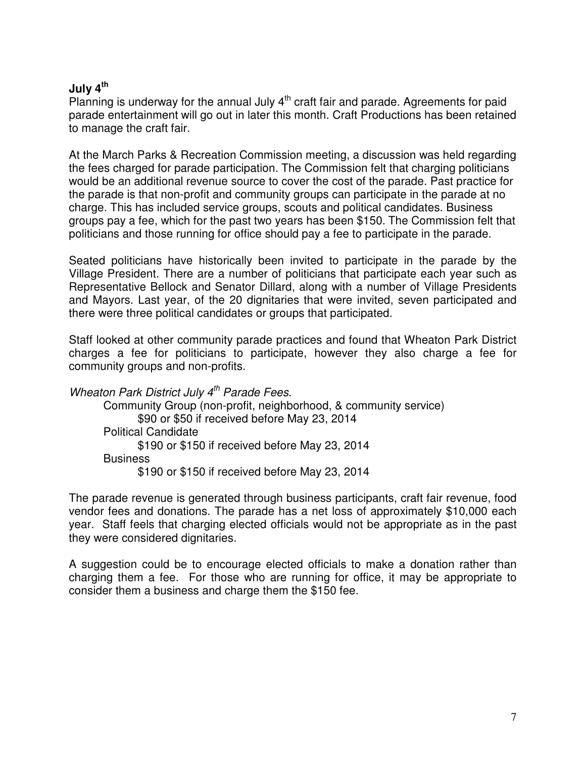## July 4th

Planning is underway for the annual July 4th craft fair and parade. Agreements for paid parade entertainment will go out in later this month. Craft Productions has been retained to manage the craft fair.

At the March Parks & Recreation Commission meeting, a discussion was held regarding the fees charged for parade participation. The Commission felt that charging politicians would be an additional revenue source to cover the cost of the parade. Past practice for the parade is that non-profit and community groups can participate in the parade at no charge. This has included service groups, scouts and political candidates. Business groups pay a fee, which for the past two years has been $150. The Commission felt that politicians and those running for office should pay a fee to participate in the parade.

Seated politicians have historically been invited to participate in the parade by the Village President. There are a number of politicians that participate each year such as Representative Bellock and Senator Dillard, along with a number of Village Presidents and Mayors. Last year, of the 20 dignitaries that were invited, seven participated and there were three political candidates or groups that participated.

Staff looked at other community parade practices and found that Wheaton Park District charges a fee for politicians to participate, however they also charge a fee for community groups and non-profits.

*Wheaton Park District July 4th Parade Fees*.

- Community Group (non-profit, neighborhood, & community service)
  - $90 or $50 if received before May 23, 2014
- Political Candidate
  - $190 or $150 if received before May 23, 2014
- Business
  - $190 or $150 if received before May 23, 2014

The parade revenue is generated through business participants, craft fair revenue, food vendor fees and donations. The parade has a net loss of approximately $10,000 each year. Staff feels that charging elected officials would not be appropriate as in the past they were considered dignitaries.

A suggestion could be to encourage elected officials to make a donation rather than charging them a fee. For those who are running for office, it may be appropriate to consider them a business and charge them the $150 fee.